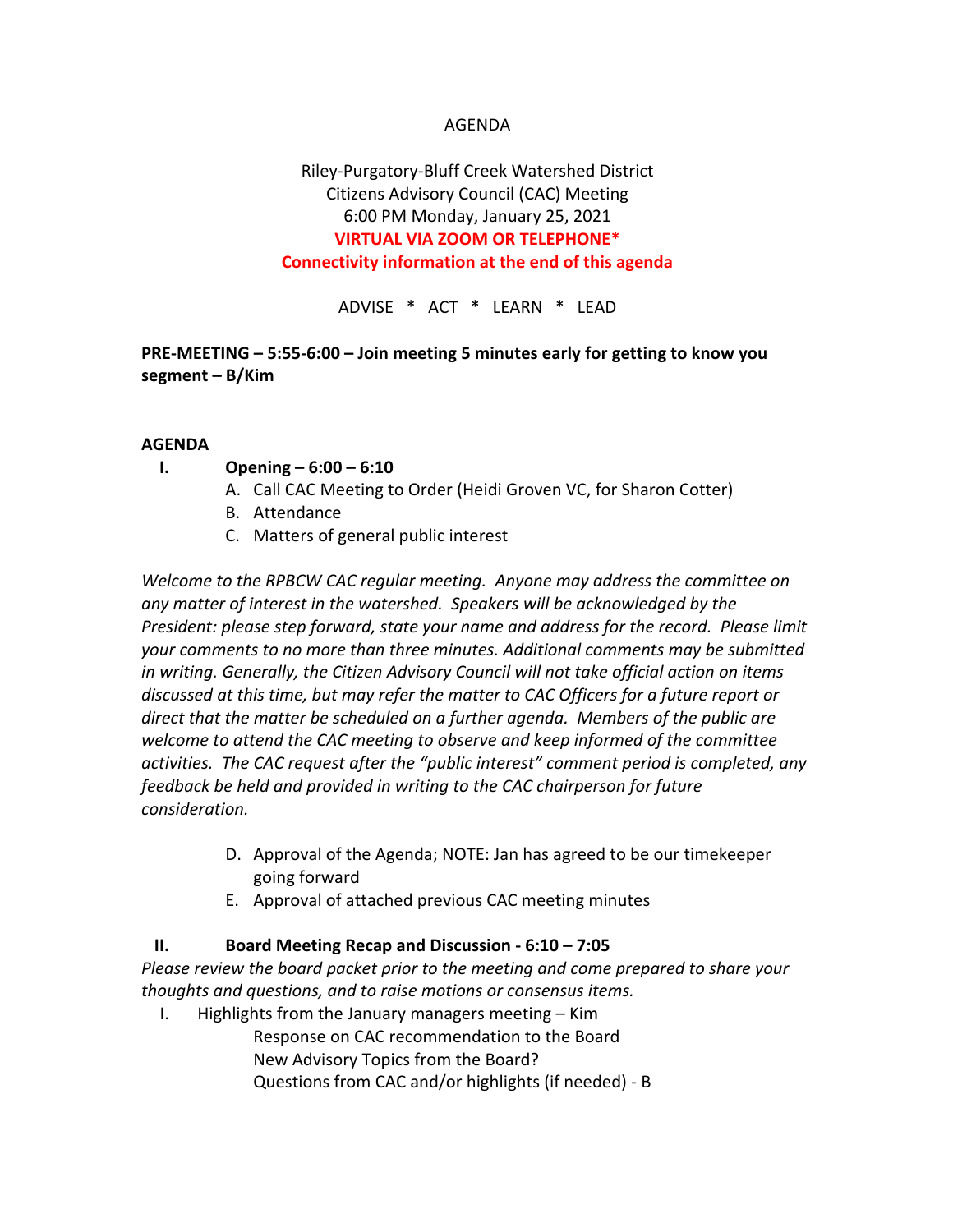AGENDA

Riley-Purgatory-Bluff Creek Watershed District
Citizens Advisory Council (CAC) Meeting
6:00 PM Monday, January 25, 2021
**VIRTUAL VIA ZOOM OR TELEPHONE***
**Connectivity information at the end of this agenda**

ADVISE * ACT * LEARN * LEAD

**PRE-MEETING – 5:55-6:00 – Join meeting 5 minutes early for getting to know you segment – B/Kim**

**AGENDA**

**I. Opening – 6:00 – 6:10**

A. Call CAC Meeting to Order (Heidi Groven VC, for Sharon Cotter)
B. Attendance
C. Matters of general public interest

*Welcome to the RPBCW CAC regular meeting. Anyone may address the committee on any matter of interest in the watershed. Speakers will be acknowledged by the President: please step forward, state your name and address for the record. Please limit your comments to no more than three minutes. Additional comments may be submitted in writing. Generally, the Citizen Advisory Council will not take official action on items discussed at this time, but may refer the matter to CAC Officers for a future report or direct that the matter be scheduled on a further agenda. Members of the public are welcome to attend the CAC meeting to observe and keep informed of the committee activities. The CAC request after the "public interest" comment period is completed, any feedback be held and provided in writing to the CAC chairperson for future consideration.*

D. Approval of the Agenda; NOTE: Jan has agreed to be our timekeeper going forward
E. Approval of attached previous CAC meeting minutes

**II. Board Meeting Recap and Discussion - 6:10 – 7:05**

*Please review the board packet prior to the meeting and come prepared to share your thoughts and questions, and to raise motions or consensus items.*

I. Highlights from the January managers meeting – Kim
   Response on CAC recommendation to the Board
   New Advisory Topics from the Board?
   Questions from CAC and/or highlights (if needed) - B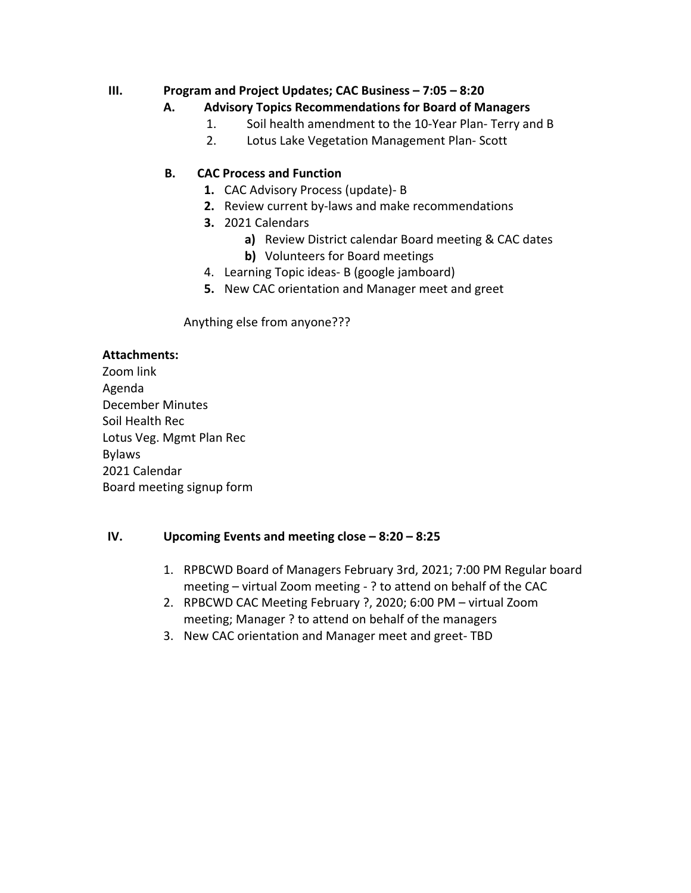### III. Program and Project Updates; CAC Business – 7:05 – 8:20

**A. Advisory Topics Recommendations for Board of Managers**

1. Soil health amendment to the 10-Year Plan- Terry and B
2. Lotus Lake Vegetation Management Plan- Scott

**B. CAC Process and Function**

1. CAC Advisory Process (update)- B
2. Review current by-laws and make recommendations
3. 2021 Calendars
   a) Review District calendar Board meeting & CAC dates
   b) Volunteers for Board meetings
4. Learning Topic ideas- B (google jamboard)
5. New CAC orientation and Manager meet and greet

Anything else from anyone???

**Attachments:**

Zoom link
Agenda
December Minutes
Soil Health Rec
Lotus Veg. Mgmt Plan Rec
Bylaws
2021 Calendar
Board meeting signup form

### IV. Upcoming Events and meeting close – 8:20 – 8:25

1. RPBCWD Board of Managers February 3rd, 2021; 7:00 PM Regular board meeting – virtual Zoom meeting - ? to attend on behalf of the CAC
2. RPBCWD CAC Meeting February ?, 2020; 6:00 PM – virtual Zoom meeting; Manager ? to attend on behalf of the managers
3. New CAC orientation and Manager meet and greet- TBD